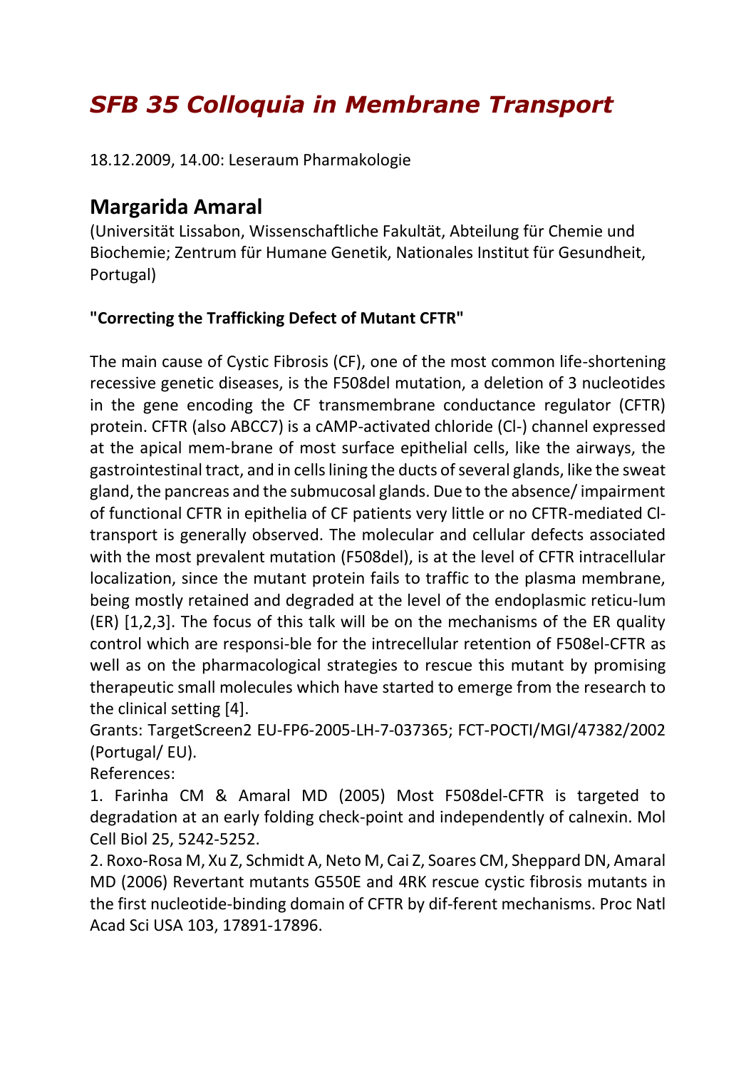// SFB 35 Colloquia in Membrane Transport

# *SFB 35 Colloquia in Membrane Transport*

18.12.2009, 14.00: Leseraum Pharmakologie

## Margarida Amaral

(Universität Lissabon, Wissenschaftliche Fakultät, Abteilung für Chemie und Biochemie; Zentrum für Humane Genetik, Nationales Institut für Gesundheit, Portugal)

**"Correcting the Trafficking Defect of Mutant CFTR"**

The main cause of Cystic Fibrosis (CF), one of the most common life-shortening recessive genetic diseases, is the F508del mutation, a deletion of 3 nucleotides in the gene encoding the CF transmembrane conductance regulator (CFTR) protein. CFTR (also ABCC7) is a cAMP-activated chloride (Cl-) channel expressed at the apical mem-brane of most surface epithelial cells, like the airways, the gastrointestinal tract, and in cells lining the ducts of several glands, like the sweat gland, the pancreas and the submucosal glands. Due to the absence/ impairment of functional CFTR in epithelia of CF patients very little or no CFTR-mediated Cl-transport is generally observed. The molecular and cellular defects associated with the most prevalent mutation (F508del), is at the level of CFTR intracellular localization, since the mutant protein fails to traffic to the plasma membrane, being mostly retained and degraded at the level of the endoplasmic reticu-lum (ER) [1,2,3]. The focus of this talk will be on the mechanisms of the ER quality control which are responsi-ble for the intrecellular retention of F508el-CFTR as well as on the pharmacological strategies to rescue this mutant by promising therapeutic small molecules which have started to emerge from the research to the clinical setting [4].

Grants: TargetScreen2 EU-FP6-2005-LH-7-037365; FCT-POCTI/MGI/47382/2002 (Portugal/ EU).

References:

1. Farinha CM & Amaral MD (2005) Most F508del-CFTR is targeted to degradation at an early folding check-point and independently of calnexin. Mol Cell Biol 25, 5242-5252.
2. Roxo-Rosa M, Xu Z, Schmidt A, Neto M, Cai Z, Soares CM, Sheppard DN, Amaral MD (2006) Revertant mutants G550E and 4RK rescue cystic fibrosis mutants in the first nucleotide-binding domain of CFTR by dif-ferent mechanisms. Proc Natl Acad Sci USA 103, 17891-17896.

# *SFB 35 Colloquia in Membrane Transport*

18.12.2009, 14.00: Leseraum Pharmakologie

## Margarida Amaral

(Universität Lissabon, Wissenschaftliche Fakultät, Abteilung für Chemie und Biochemie; Zentrum für Humane Genetik, Nationales Institut für Gesundheit, Portugal)

**"Correcting the Trafficking Defect of Mutant CFTR"**

The main cause of Cystic Fibrosis (CF), one of the most common life-shortening recessive genetic diseases, is the F508del mutation, a deletion of 3 nucleotides in the gene encoding the CF transmembrane conductance regulator (CFTR) protein. CFTR (also ABCC7) is a cAMP-activated chloride (Cl-) channel expressed at the apical mem-brane of most surface epithelial cells, like the airways, the gastrointestinal tract, and in cells lining the ducts of several glands, like the sweat gland, the pancreas and the submucosal glands. Due to the absence/ impairment of functional CFTR in epithelia of CF patients very little or no CFTR-mediated Cl-transport is generally observed. The molecular and cellular defects associated with the most prevalent mutation (F508del), is at the level of CFTR intracellular localization, since the mutant protein fails to traffic to the plasma membrane, being mostly retained and degraded at the level of the endoplasmic reticu-lum (ER) [1,2,3]. The focus of this talk will be on the mechanisms of the ER quality control which are responsi-ble for the intrecellular retention of F508el-CFTR as well as on the pharmacological strategies to rescue this mutant by promising therapeutic small molecules which have started to emerge from the research to the clinical setting [4].

Grants: TargetScreen2 EU-FP6-2005-LH-7-037365; FCT-POCTI/MGI/47382/2002 (Portugal/ EU).

References:

1. Farinha CM & Amaral MD (2005) Most F508del-CFTR is targeted to degradation at an early folding check-point and independently of calnexin. Mol Cell Biol 25, 5242-5252.
2. Roxo-Rosa M, Xu Z, Schmidt A, Neto M, Cai Z, Soares CM, Sheppard DN, Amaral MD (2006) Revertant mutants G550E and 4RK rescue cystic fibrosis mutants in the first nucleotide-binding domain of CFTR by dif-ferent mechanisms. Proc Natl Acad Sci USA 103, 17891-17896.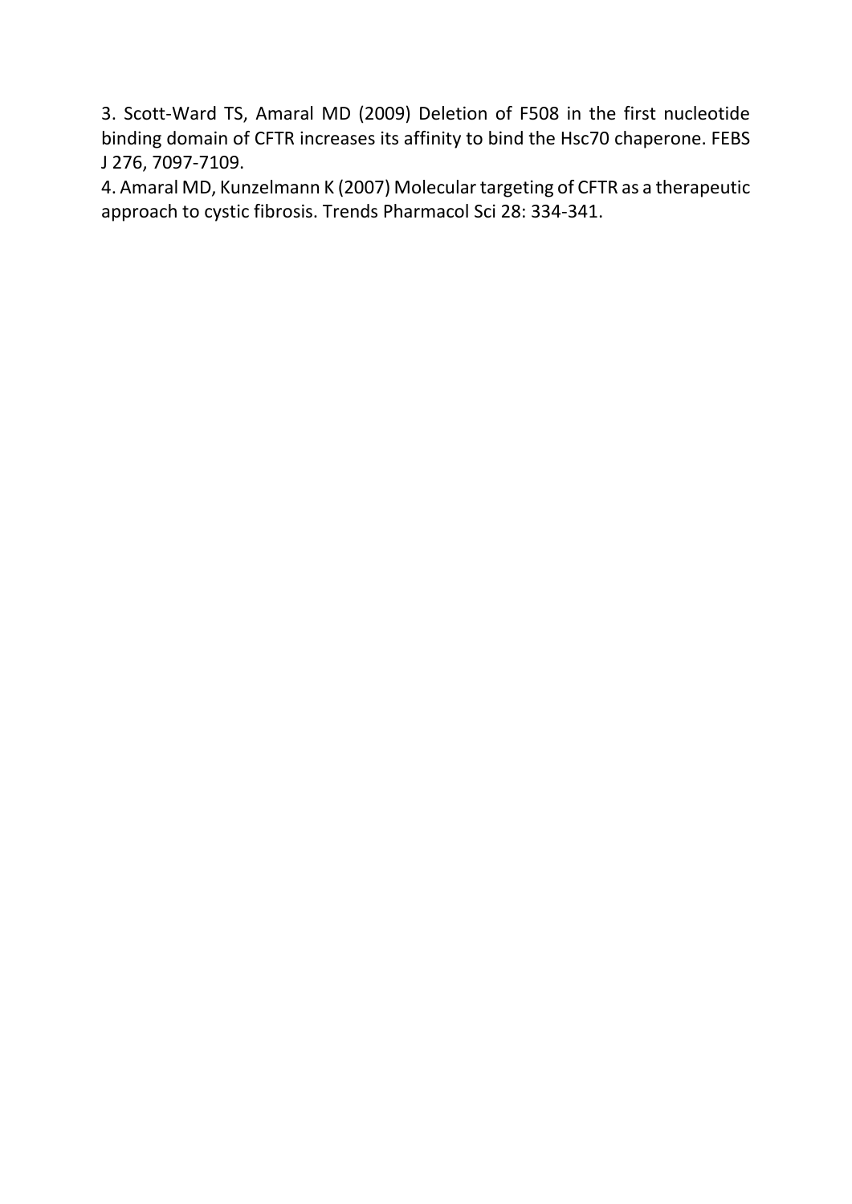3. Scott-Ward TS, Amaral MD (2009) Deletion of F508 in the first nucleotide binding domain of CFTR increases its affinity to bind the Hsc70 chaperone. FEBS J 276, 7097-7109.

4. Amaral MD, Kunzelmann K (2007) Molecular targeting of CFTR as a therapeutic approach to cystic fibrosis. Trends Pharmacol Sci 28: 334-341.